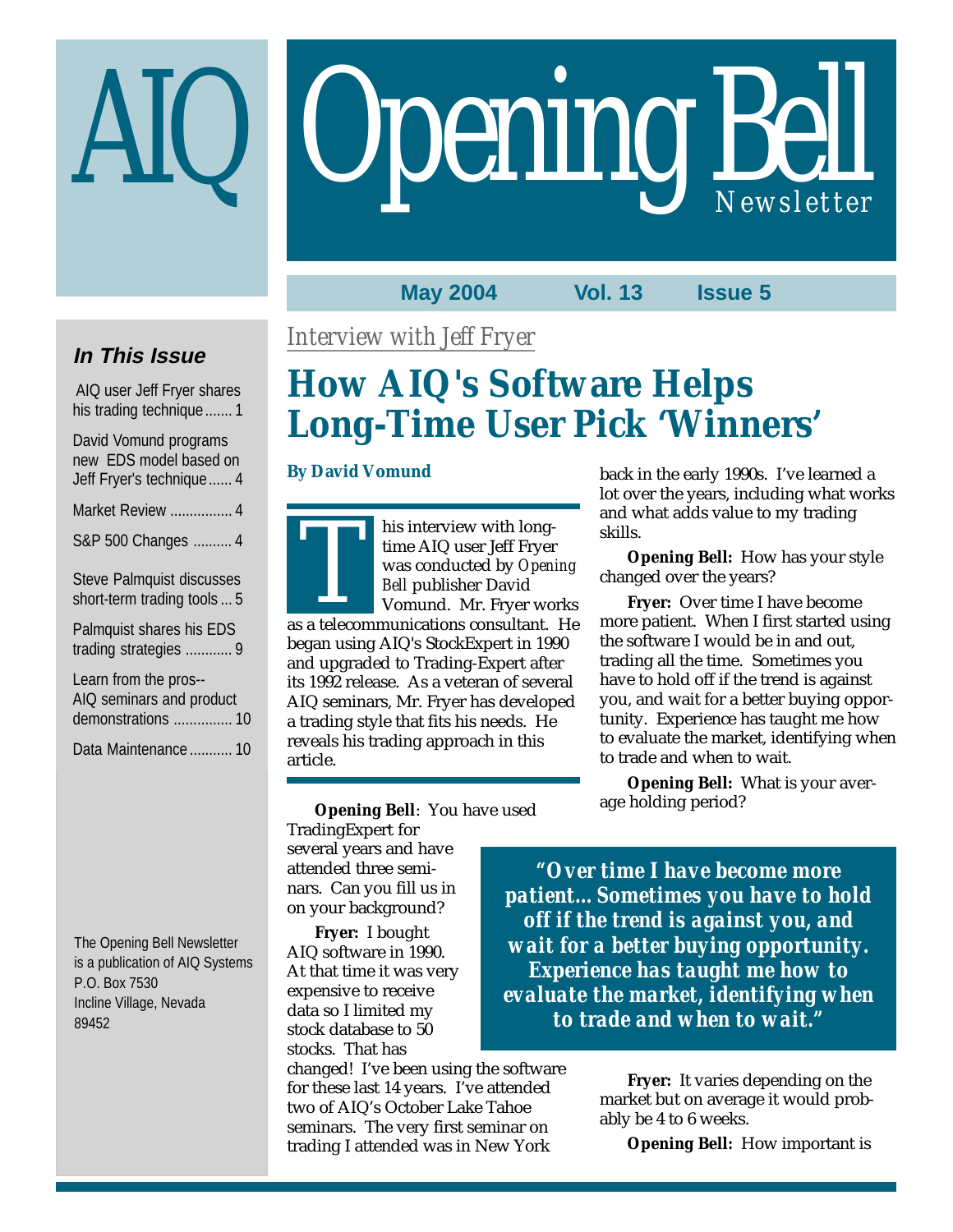# AIQ Opening Bell Newsletter

**May 2004 Vol. 13 Issue 5**

### In This Issue

- AIQ user Jeff Fryer shares his trading technique ....... 1
- David Vomund programs new EDS model based on Jeff Fryer's technique ...... 4
- Market Review ................ 4
- S&P 500 Changes .......... 4
- Steve Palmquist discusses short-term trading tools ... 5
- Palmquist shares his EDS trading strategies ............ 9
- Learn from the pros-- AIQ seminars and product demonstrations ............... 10
- Data Maintenance ........... 10

The Opening Bell Newsletter is a publication of AIQ Systems
P.O. Box 7530
Incline Village, Nevada
89452

*Interview with Jeff Fryer*

# How AIQ's Software Helps Long-Time User Pick 'Winners'

**By David Vomund**

This interview with long-time AIQ user Jeff Fryer was conducted by *Opening Bell* publisher David Vomund. Mr. Fryer works as a telecommunications consultant. He began using AIQ's StockExpert in 1990 and upgraded to Trading-Expert after its 1992 release. As a veteran of several AIQ seminars, Mr. Fryer has developed a trading style that fits his needs. He reveals his trading approach in this article.

**Opening Bell**: You have used TradingExpert for several years and have attended three seminars. Can you fill us in on your background?

**Fryer:** I bought AIQ software in 1990. At that time it was very expensive to receive data so I limited my stock database to 50 stocks. That has changed! I've been using the software for these last 14 years. I've attended two of AIQ's October Lake Tahoe seminars. The very first seminar on trading I attended was in New York back in the early 1990s. I've learned a lot over the years, including what works and what adds value to my trading skills.

**Opening Bell:** How has your style changed over the years?

**Fryer:** Over time I have become more patient. When I first started using the software I would be in and out, trading all the time. Sometimes you have to hold off if the trend is against you, and wait for a better buying opportunity. Experience has taught me how to evaluate the market, identifying when to trade and when to wait.

> ***"Over time I have become more patient... Sometimes you have to hold off if the trend is against you, and wait for a better buying opportunity. Experience has taught me how to evaluate the market, identifying when to trade and when to wait."***

**Opening Bell:** What is your average holding period?

**Fryer:** It varies depending on the market but on average it would probably be 4 to 6 weeks.

**Opening Bell:** How important is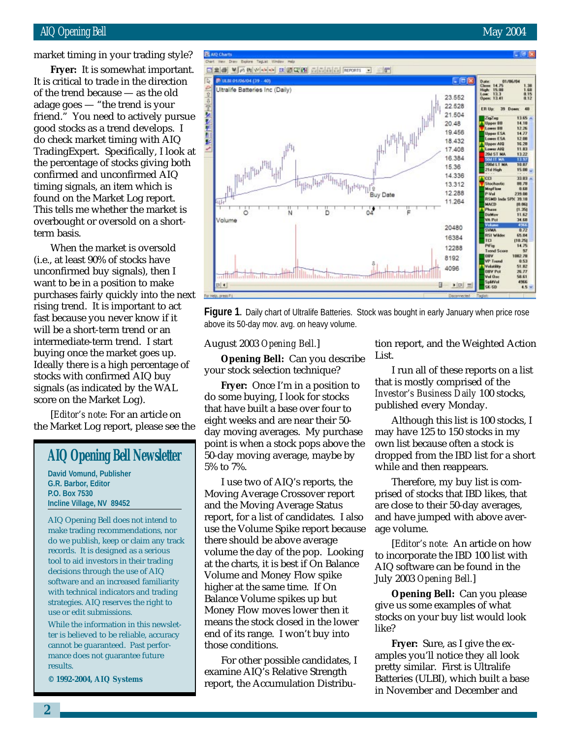market timing in your trading style?

**Fryer:** It is somewhat important. It is critical to trade in the direction of the trend because — as the old adage goes — "the trend is your friend." You need to actively pursue good stocks as a trend develops. I do check market timing with AIQ TradingExpert. Specifically, I look at the percentage of stocks giving both confirmed and unconfirmed AIQ timing signals, an item which is found on the Market Log report. This tells me whether the market is overbought or oversold on a short-term basis.

When the market is oversold (i.e., at least 90% of stocks have unconfirmed buy signals), then I want to be in a position to make purchases fairly quickly into the next rising trend. It is important to act fast because you never know if it will be a short-term trend or an intermediate-term trend. I start buying once the market goes up. Ideally there is a high percentage of stocks with confirmed AIQ buy signals (as indicated by the WAL score on the Market Log).

[*Editor's note*: For an article on the Market Log report, please see the August 2003 *Opening Bell*.]

**Figure 1.** Daily chart of Ultralife Batteries. Stock was bought in early January when price rose above its 50-day mov. avg. on heavy volume.

**Opening Bell:** Can you describe your stock selection technique?

**Fryer:** Once I'm in a position to do some buying, I look for stocks that have built a base over four to eight weeks and are near their 50-day moving averages. My purchase point is when a stock pops above the 50-day moving average, maybe by 5% to 7%.

I use two of AIQ's reports, the Moving Average Crossover report and the Moving Average Status report, for a list of candidates. I also use the Volume Spike report because there should be above average volume the day of the pop. Looking at the charts, it is best if On Balance Volume and Money Flow spike higher at the same time. If On Balance Volume spikes up but Money Flow moves lower then it means the stock closed in the lower end of its range. I won't buy into those conditions.

For other possible candidates, I examine AIQ's Relative Strength report, the Accumulation Distribution report, and the Weighted Action List.

I run all of these reports on a list that is mostly comprised of the *Investor's Business Daily* 100 stocks, published every Monday.

Although this list is 100 stocks, I may have 125 to 150 stocks in my own list because often a stock is dropped from the IBD list for a short while and then reappears.

Therefore, my buy list is comprised of stocks that IBD likes, that are close to their 50-day averages, and have jumped with above average volume.

[*Editor's note:* An article on how to incorporate the IBD 100 list with AIQ software can be found in the July 2003 *Opening Bell*.]

**Opening Bell:** Can you please give us some examples of what stocks on your buy list would look like?

**Fryer:** Sure, as I give the examples you'll notice they all look pretty similar. First is Ultralife Batteries (ULBI), which built a base in November and December and

## AIQ Opening Bell Newsletter

**David Vomund, Publisher**
**G.R. Barbor, Editor**
**P.O. Box 7530**
**Incline Village, NV 89452**

AIQ Opening Bell does not intend to make trading recommendations, nor do we publish, keep or claim any track records. It is designed as a serious tool to aid investors in their trading decisions through the use of AIQ software and an increased familiarity with technical indicators and trading strategies. AIQ reserves the right to use or edit submissions.

While the information in this newsletter is believed to be reliable, accuracy cannot be guaranteed. Past performance does not guarantee future results.

**© 1992-2004, AIQ Systems**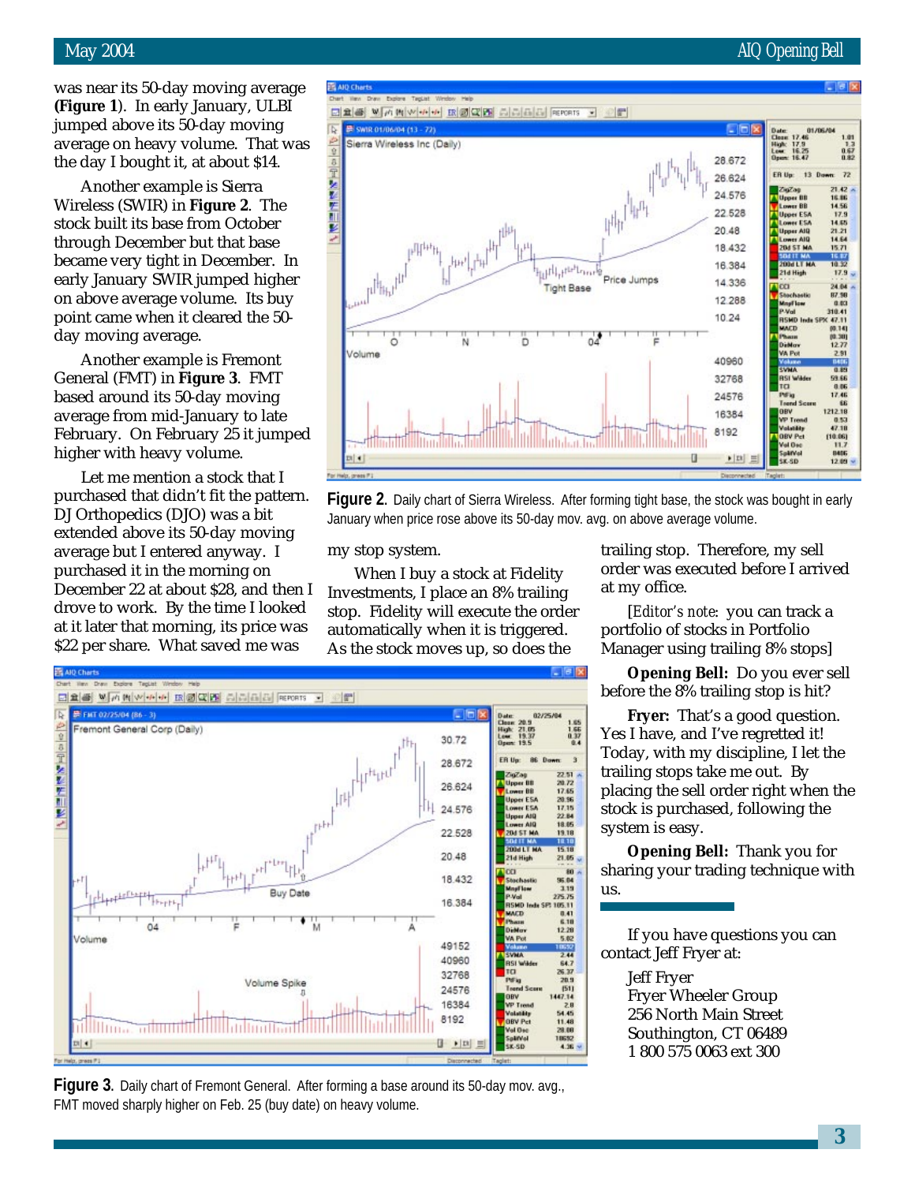was near its 50-day moving average **(Figure 1**). In early January, ULBI jumped above its 50-day moving average on heavy volume. That was the day I bought it, at about $14.

Another example is Sierra Wireless (SWIR) in **Figure 2**. The stock built its base from October through December but that base became very tight in December. In early January SWIR jumped higher on above average volume. Its buy point came when it cleared the 50-day moving average.

Another example is Fremont General (FMT) in **Figure 3**. FMT based around its 50-day moving average from mid-January to late February. On February 25 it jumped higher with heavy volume.

Let me mention a stock that I purchased that didn't fit the pattern. DJ Orthopedics (DJO) was a bit extended above its 50-day moving average but I entered anyway. I purchased it in the morning on December 22 at about $28, and then I drove to work. By the time I looked at it later that morning, its price was $22 per share. What saved me was my stop system.

**Figure 2.** Daily chart of Sierra Wireless. After forming tight base, the stock was bought in early January when price rose above its 50-day mov. avg. on above average volume.

When I buy a stock at Fidelity Investments, I place an 8% trailing stop. Fidelity will execute the order automatically when it is triggered. As the stock moves up, so does the trailing stop. Therefore, my sell order was executed before I arrived at my office.

[*Editor's note*: you can track a portfolio of stocks in Portfolio Manager using trailing 8% stops]

**Opening Bell:** Do you ever sell before the 8% trailing stop is hit?

**Fryer:** That's a good question. Yes I have, and I've regretted it! Today, with my discipline, I let the trailing stops take me out. By placing the sell order right when the stock is purchased, following the system is easy.

**Opening Bell:** Thank you for sharing your trading technique with us.

If you have questions you can contact Jeff Fryer at:

Jeff Fryer
Fryer Wheeler Group
256 North Main Street
Southington, CT 06489
1 800 575 0063 ext 300

**Figure 3.** Daily chart of Fremont General. After forming a base around its 50-day mov. avg., FMT moved sharply higher on Feb. 25 (buy date) on heavy volume.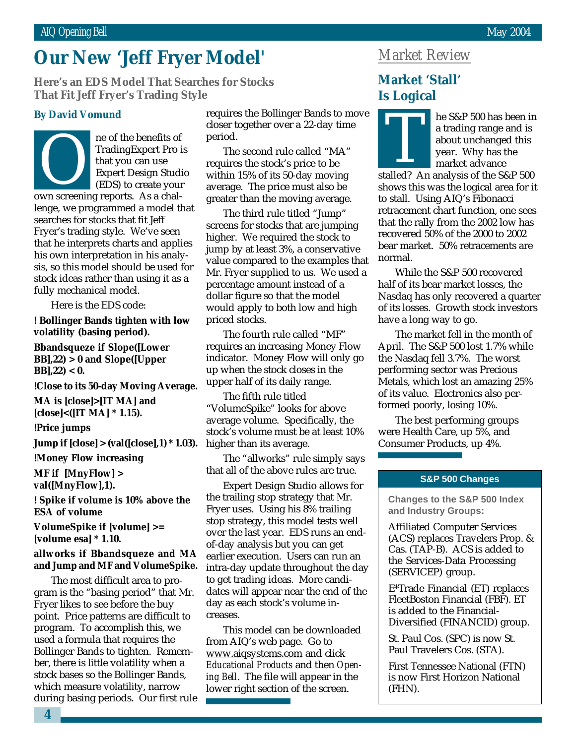# Our New 'Jeff Fryer Model'

**Here's an EDS Model That Searches for Stocks That Fit Jeff Fryer's Trading Style**

**By David Vomund**

One of the benefits of TradingExpert Pro is that you can use Expert Design Studio (EDS) to create your own screening reports. As a challenge, we programmed a model that searches for stocks that fit Jeff Fryer's trading style. We've seen that he interprets charts and applies his own interpretation in his analysis, so this model should be used for stock ideas rather than using it as a fully mechanical model.

Here is the EDS code:

```
! Bollinger Bands tighten with low volatility (basing period).

Bbandsqueze if Slope([Lower BB],22) > 0 and Slope([Upper BB],22) < 0.

!Close to its 50-day Moving Average.

MA is [close]>[IT MA] and [close]<([IT MA] * 1.15).

!Price jumps

Jump if [close] > (val([close],1) * 1.03).

!Money Flow increasing

MF if  [MnyFlow] > val([MnyFlow],1).

! Spike if volume is 10% above the ESA of volume

VolumeSpike if [volume] >= [volume esa] * 1.10.

allworks if Bbandsqueze and MA and Jump and MF and VolumeSpike.
```

The most difficult area to program is the "basing period" that Mr. Fryer likes to see before the buy point. Price patterns are difficult to program. To accomplish this, we used a formula that requires the Bollinger Bands to tighten. Remember, there is little volatility when a stock bases so the Bollinger Bands, which measure volatility, narrow during basing periods. Our first rule requires the Bollinger Bands to move closer together over a 22-day time period.

The second rule called "MA" requires the stock's price to be within 15% of its 50-day moving average. The price must also be greater than the moving average.

The third rule titled "Jump" screens for stocks that are jumping higher. We required the stock to jump by at least 3%, a conservative value compared to the examples that Mr. Fryer supplied to us. We used a percentage amount instead of a dollar figure so that the model would apply to both low and high priced stocks.

The fourth rule called "MF" requires an increasing Money Flow indicator. Money Flow will only go up when the stock closes in the upper half of its daily range.

The fifth rule titled "VolumeSpike" looks for above average volume. Specifically, the stock's volume must be at least 10% higher than its average.

The "allworks" rule simply says that all of the above rules are true.

Expert Design Studio allows for the trailing stop strategy that Mr. Fryer uses. Using his 8% trailing stop strategy, this model tests well over the last year. EDS runs an end-of-day analysis but you can get earlier execution. Users can run an intra-day update throughout the day to get trading ideas. More candidates will appear near the end of the day as each stock's volume increases.

This model can be downloaded from AIQ's web page. Go to www.aiqsystems.com and click *Educational Products* and then *Opening Bell*. The file will appear in the lower right section of the screen.

## Market Review

### Market 'Stall' Is Logical

The S&P 500 has been in a trading range and is about unchanged this year. Why has the market advance stalled? An analysis of the S&P 500 shows this was the logical area for it to stall. Using AIQ's Fibonacci retracement chart function, one sees that the rally from the 2002 low has recovered 50% of the 2000 to 2002 bear market. 50% retracements are normal.

While the S&P 500 recovered half of its bear market losses, the Nasdaq has only recovered a quarter of its losses. Growth stock investors have a long way to go.

The market fell in the month of April. The S&P 500 lost 1.7% while the Nasdaq fell 3.7%. The worst performing sector was Precious Metals, which lost an amazing 25% of its value. Electronics also performed poorly, losing 10%.

The best performing groups were Health Care, up 5%, and Consumer Products, up 4%.

### S&P 500 Changes

**Changes to the S&P 500 Index and Industry Groups:**

Affiliated Computer Services (ACS) replaces Travelers Prop. & Cas. (TAP-B). ACS is added to the Services-Data Processing (SERVICEP) group.

E*Trade Financial (ET) replaces FleetBoston Financial (FBF). ET is added to the Financial-Diversified (FINANCID) group.

St. Paul Cos. (SPC) is now St. Paul Travelers Cos. (STA).

First Tennessee National (FTN) is now First Horizon National (FHN).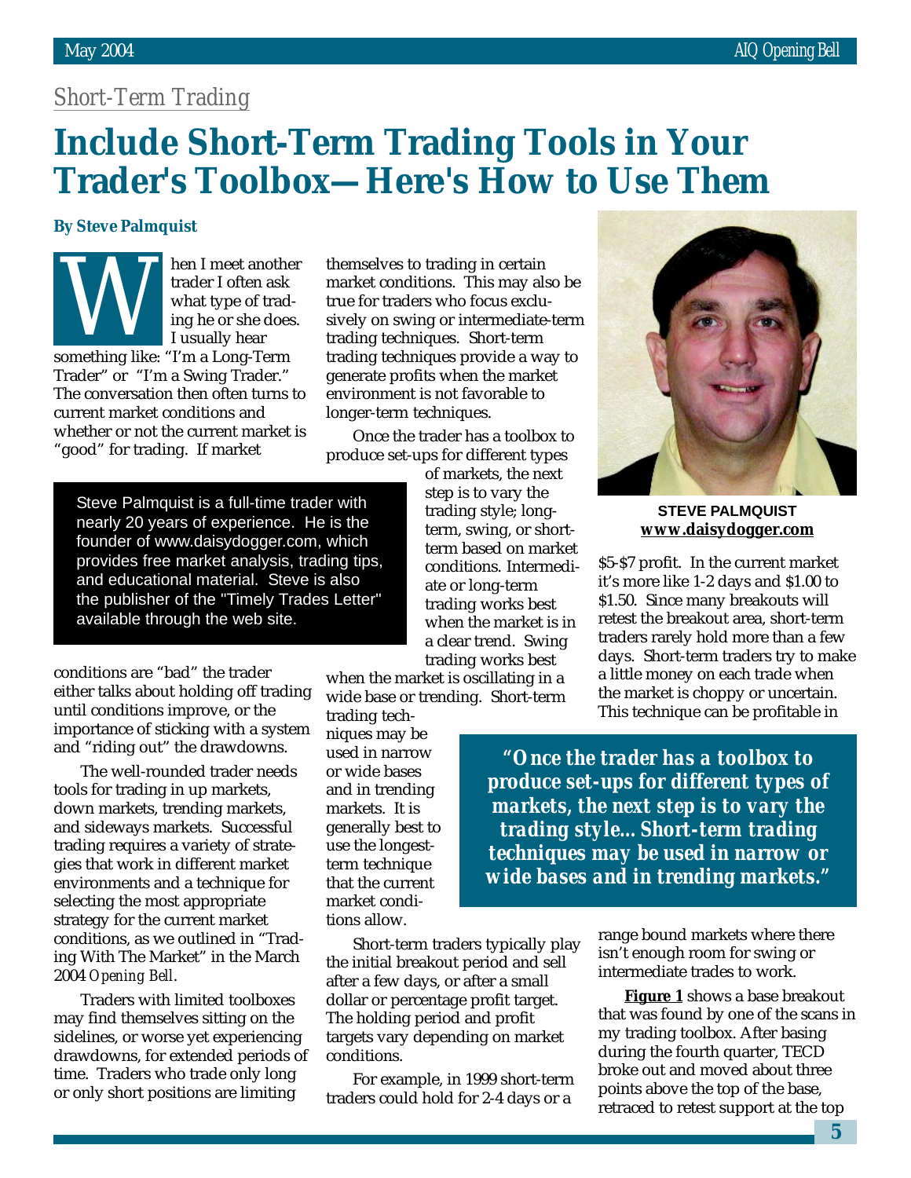*Short-Term Trading*

# Include Short-Term Trading Tools in Your Trader's Toolbox—Here's How to Use Them

**By Steve Palmquist**

When I meet another trader I often ask what type of trading he or she does. I usually hear something like: "I'm a Long-Term Trader" or "I'm a Swing Trader." The conversation then often turns to current market conditions and whether or not the current market is "good" for trading. If market conditions are "bad" the trader either talks about holding off trading until conditions improve, or the importance of sticking with a system and "riding out" the drawdowns.

The well-rounded trader needs tools for trading in up markets, down markets, trending markets, and sideways markets. Successful trading requires a variety of strategies that work in different market environments and a technique for selecting the most appropriate strategy for the current market conditions, as we outlined in "Trading With The Market" in the March 2004 *Opening Bell*.

Traders with limited toolboxes may find themselves sitting on the sidelines, or worse yet experiencing drawdowns, for extended periods of time. Traders who trade only long or only short positions are limiting themselves to trading in certain market conditions. This may also be true for traders who focus exclusively on swing or intermediate-term trading techniques. Short-term trading techniques provide a way to generate profits when the market environment is not favorable to longer-term techniques.

Once the trader has a toolbox to produce set-ups for different types of markets, the next step is to vary the trading style; long-term, swing, or short-term based on market conditions. Intermediate or long-term trading works best when the market is in a clear trend. Swing trading works best when the market is oscillating in a wide base or trending. Short-term trading techniques may be used in narrow or wide bases and in trending markets. It is generally best to use the longest-term technique that the current market conditions allow.

> Steve Palmquist is a full-time trader with nearly 20 years of experience. He is the founder of www.daisydogger.com, which provides free market analysis, trading tips, and educational material. Steve is also the publisher of the "Timely Trades Letter" available through the web site.

**STEVE PALMQUIST**
**www.daisydogger.com**

Short-term traders typically play the initial breakout period and sell after a few days, or after a small dollar or percentage profit target. The holding period and profit targets vary depending on market conditions.

For example, in 1999 short-term traders could hold for 2-4 days or a $5-$7 profit. In the current market it's more like 1-2 days and $1.00 to $1.50. Since many breakouts will retest the breakout area, short-term traders rarely hold more than a few days. Short-term traders try to make a little money on each trade when the market is choppy or uncertain. This technique can be profitable in range bound markets where there isn't enough room for swing or intermediate trades to work.

> ***"Once the trader has a toolbox to produce set-ups for different types of markets, the next step is to vary the trading style... Short-term trading techniques may be used in narrow or wide bases and in trending markets."***

**Figure 1** shows a base breakout that was found by one of the scans in my trading toolbox. After basing during the fourth quarter, TECD broke out and moved about three points above the top of the base, retraced to retest support at the top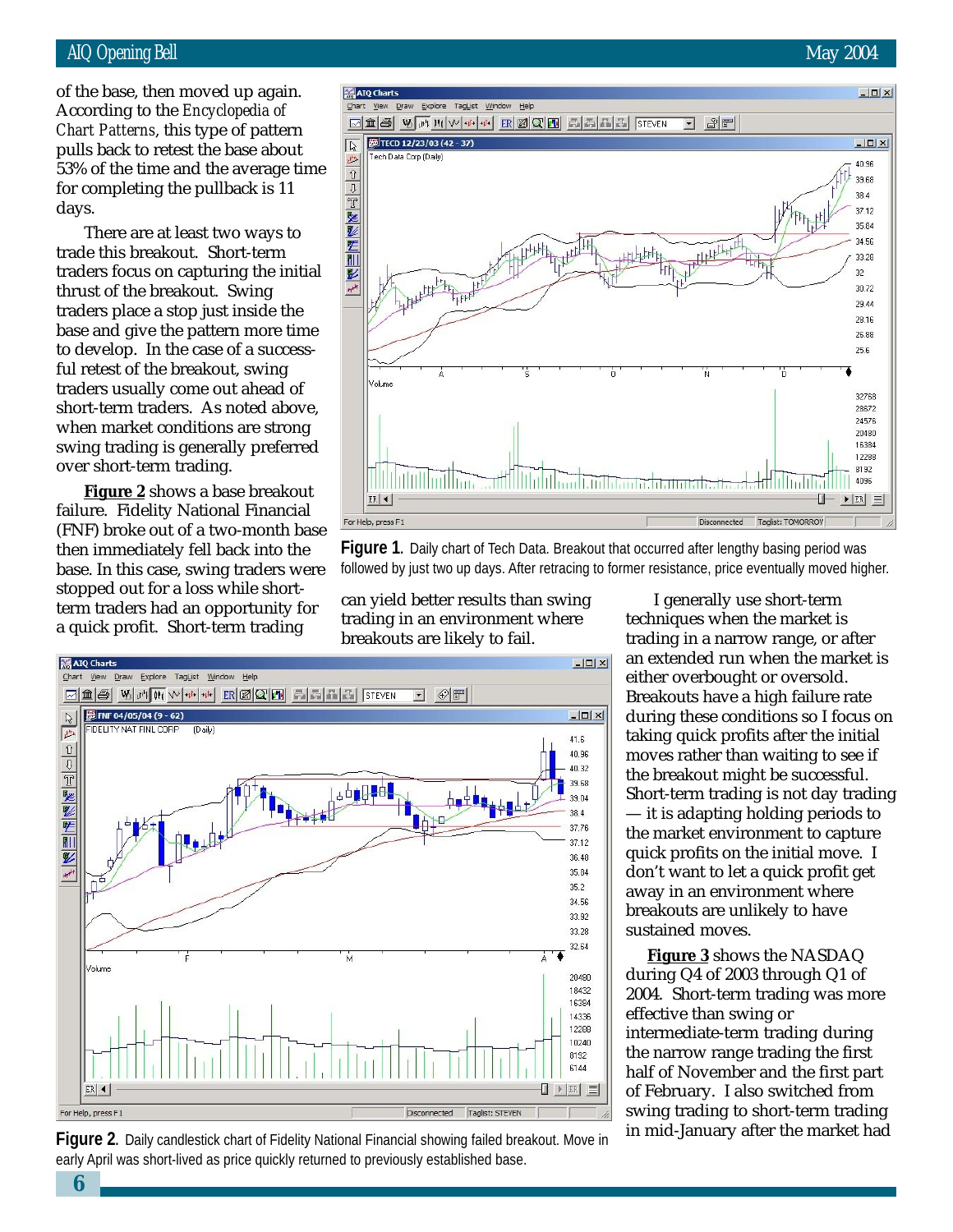of the base, then moved up again. According to the *Encyclopedia of Chart Patterns*, this type of pattern pulls back to retest the base about 53% of the time and the average time for completing the pullback is 11 days.

There are at least two ways to trade this breakout. Short-term traders focus on capturing the initial thrust of the breakout. Swing traders place a stop just inside the base and give the pattern more time to develop. In the case of a successful retest of the breakout, swing traders usually come out ahead of short-term traders. As noted above, when market conditions are strong swing trading is generally preferred over short-term trading.

**Figure 2** shows a base breakout failure. Fidelity National Financial (FNF) broke out of a two-month base then immediately fell back into the base. In this case, swing traders were stopped out for a loss while short-term traders had an opportunity for a quick profit. Short-term trading can yield better results than swing trading in an environment where breakouts are likely to fail.

**Figure 1.** Daily chart of Tech Data. Breakout that occurred after lengthy basing period was followed by just two up days. After retracing to former resistance, price eventually moved higher.

**Figure 2.** Daily candlestick chart of Fidelity National Financial showing failed breakout. Move in early April was short-lived as price quickly returned to previously established base.

I generally use short-term techniques when the market is trading in a narrow range, or after an extended run when the market is either overbought or oversold. Breakouts have a high failure rate during these conditions so I focus on taking quick profits after the initial moves rather than waiting to see if the breakout might be successful. Short-term trading is not day trading — it is adapting holding periods to the market environment to capture quick profits on the initial move. I don't want to let a quick profit get away in an environment where breakouts are unlikely to have sustained moves.

**Figure 3** shows the NASDAQ during Q4 of 2003 through Q1 of 2004. Short-term trading was more effective than swing or intermediate-term trading during the narrow range trading the first half of November and the first part of February. I also switched from swing trading to short-term trading in mid-January after the market had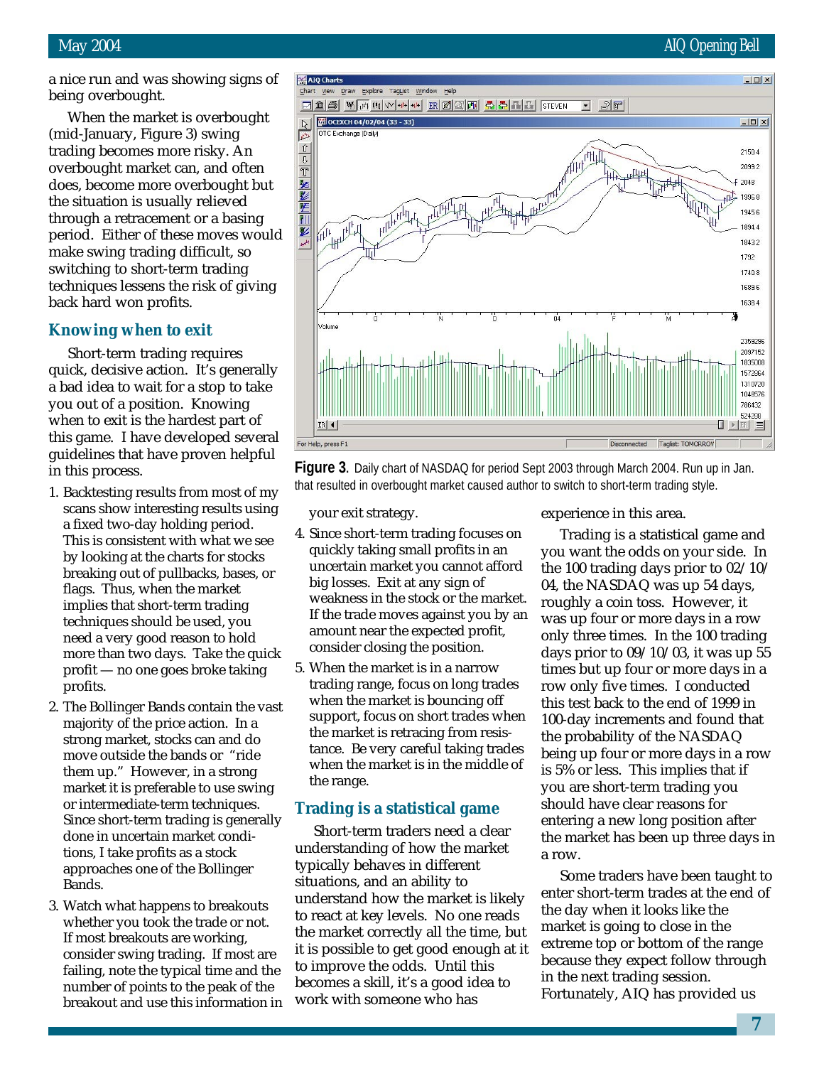a nice run and was showing signs of being overbought.

When the market is overbought (mid-January, Figure 3) swing trading becomes more risky. An overbought market can, and often does, become more overbought but the situation is usually relieved through a retracement or a basing period. Either of these moves would make swing trading difficult, so switching to short-term trading techniques lessens the risk of giving back hard won profits.

**Figure 3.** Daily chart of NASDAQ for period Sept 2003 through March 2004. Run up in Jan. that resulted in overbought market caused author to switch to short-term trading style.

## Knowing when to exit

Short-term trading requires quick, decisive action. It's generally a bad idea to wait for a stop to take you out of a position. Knowing when to exit is the hardest part of this game. I have developed several guidelines that have proven helpful in this process.

1. Backtesting results from most of my scans show interesting results using a fixed two-day holding period. This is consistent with what we see by looking at the charts for stocks breaking out of pullbacks, bases, or flags. Thus, when the market implies that short-term trading techniques should be used, you need a very good reason to hold more than two days. Take the quick profit — no one goes broke taking profits.

2. The Bollinger Bands contain the vast majority of the price action. In a strong market, stocks can and do move outside the bands or "ride them up." However, in a strong market it is preferable to use swing or intermediate-term techniques. Since short-term trading is generally done in uncertain market conditions, I take profits as a stock approaches one of the Bollinger Bands.

3. Watch what happens to breakouts whether you took the trade or not. If most breakouts are working, consider swing trading. If most are failing, note the typical time and the number of points to the peak of the breakout and use this information in your exit strategy.

4. Since short-term trading focuses on quickly taking small profits in an uncertain market you cannot afford big losses. Exit at any sign of weakness in the stock or the market. If the trade moves against you by an amount near the expected profit, consider closing the position.

5. When the market is in a narrow trading range, focus on long trades when the market is bouncing off support, focus on short trades when the market is retracing from resistance. Be very careful taking trades when the market is in the middle of the range.

## Trading is a statistical game

Short-term traders need a clear understanding of how the market typically behaves in different situations, and an ability to understand how the market is likely to react at key levels. No one reads the market correctly all the time, but it is possible to get good enough at it to improve the odds. Until this becomes a skill, it's a good idea to work with someone who has experience in this area.

Trading is a statistical game and you want the odds on your side. In the 100 trading days prior to 02/10/04, the NASDAQ was up 54 days, roughly a coin toss. However, it was up four or more days in a row only three times. In the 100 trading days prior to 09/10/03, it was up 55 times but up four or more days in a row only five times. I conducted this test back to the end of 1999 in 100-day increments and found that the probability of the NASDAQ being up four or more days in a row is 5% or less. This implies that if you are short-term trading you should have clear reasons for entering a new long position after the market has been up three days in a row.

Some traders have been taught to enter short-term trades at the end of the day when it looks like the market is going to close in the extreme top or bottom of the range because they expect follow through in the next trading session. Fortunately, AIQ has provided us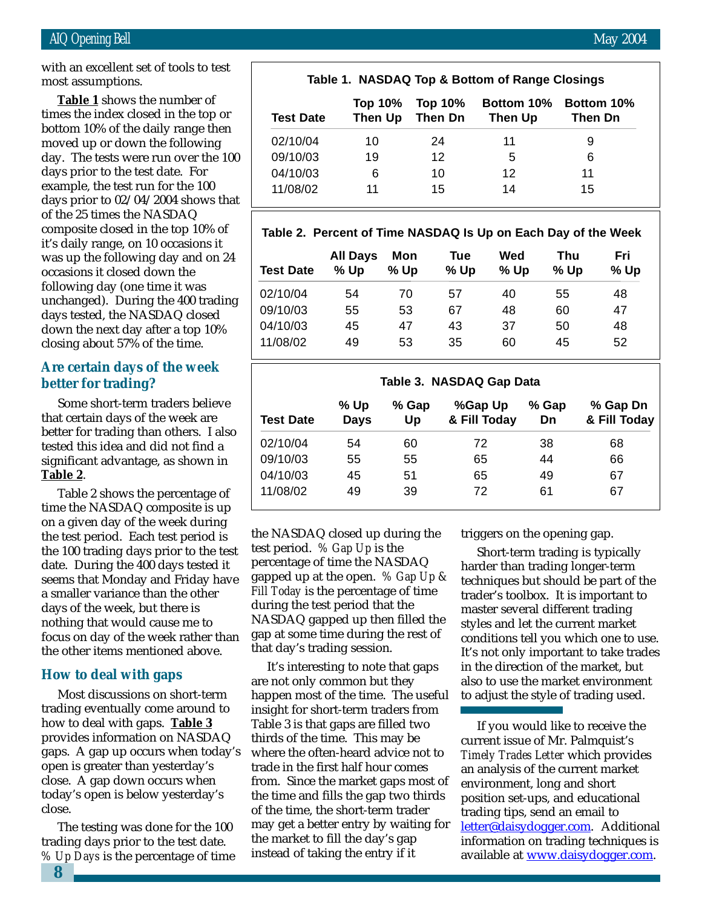with an excellent set of tools to test most assumptions.

**Table 1** shows the number of times the index closed in the top or bottom 10% of the daily range then moved up or down the following day. The tests were run over the 100 days prior to the test date. For example, the test run for the 100 days prior to 02/04/2004 shows that of the 25 times the NASDAQ composite closed in the top 10% of it's daily range, on 10 occasions it was up the following day and on 24 occasions it closed down the following day (one time it was unchanged). During the 400 trading days tested, the NASDAQ closed down the next day after a top 10% closing about 57% of the time.

**Table 1. NASDAQ Top & Bottom of Range Closings**

| Test Date | Top 10% Then Up | Top 10% Then Dn | Bottom 10% Then Up | Bottom 10% Then Dn |
|---|---|---|---|---|
| 02/10/04 | 10 | 24 | 11 | 9 |
| 09/10/03 | 19 | 12 | 5 | 6 |
| 04/10/03 | 6 | 10 | 12 | 11 |
| 11/08/02 | 11 | 15 | 14 | 15 |

## Are certain days of the week better for trading?

Some short-term traders believe that certain days of the week are better for trading than others. I also tested this idea and did not find a significant advantage, as shown in **Table 2**.

Table 2 shows the percentage of time the NASDAQ composite is up on a given day of the week during the test period. Each test period is the 100 trading days prior to the test date. During the 400 days tested it seems that Monday and Friday have a smaller variance than the other days of the week, but there is nothing that would cause me to focus on day of the week rather than the other items mentioned above.

**Table 2. Percent of Time NASDAQ Is Up on Each Day of the Week**

| Test Date | All Days % Up | Mon % Up | Tue % Up | Wed % Up | Thu % Up | Fri % Up |
|---|---|---|---|---|---|---|
| 02/10/04 | 54 | 70 | 57 | 40 | 55 | 48 |
| 09/10/03 | 55 | 53 | 67 | 48 | 60 | 47 |
| 04/10/03 | 45 | 47 | 43 | 37 | 50 | 48 |
| 11/08/02 | 49 | 53 | 35 | 60 | 45 | 52 |

## How to deal with gaps

Most discussions on short-term trading eventually come around to how to deal with gaps. **Table 3** provides information on NASDAQ gaps. A gap up occurs when today's open is greater than yesterday's close. A gap down occurs when today's open is below yesterday's close.

**Table 3. NASDAQ Gap Data**

| Test Date | % Up Days | % Gap Up | %Gap Up & Fill Today | % Gap Dn | % Gap Dn & Fill Today |
|---|---|---|---|---|---|
| 02/10/04 | 54 | 60 | 72 | 38 | 68 |
| 09/10/03 | 55 | 55 | 65 | 44 | 66 |
| 04/10/03 | 45 | 51 | 65 | 49 | 67 |
| 11/08/02 | 49 | 39 | 72 | 61 | 67 |

The testing was done for the 100 trading days prior to the test date. *% Up Days* is the percentage of time the NASDAQ closed up during the test period. *% Gap Up* is the percentage of time the NASDAQ gapped up at the open. *% Gap Up & Fill Today* is the percentage of time during the test period that the NASDAQ gapped up then filled the gap at some time during the rest of that day's trading session.

It's interesting to note that gaps are not only common but they happen most of the time. The useful insight for short-term traders from Table 3 is that gaps are filled two thirds of the time. This may be where the often-heard advice not to trade in the first half hour comes from. Since the market gaps most of the time and fills the gap two thirds of the time, the short-term trader may get a better entry by waiting for the market to fill the day's gap instead of taking the entry if it triggers on the opening gap.

Short-term trading is typically harder than trading longer-term techniques but should be part of the trader's toolbox. It is important to master several different trading styles and let the current market conditions tell you which one to use. It's not only important to take trades in the direction of the market, but also to use the market environment to adjust the style of trading used.

---

If you would like to receive the current issue of Mr. Palmquist's *Timely Trades Letter* which provides an analysis of the current market environment, long and short position set-ups, and educational trading tips, send an email to letter@daisydogger.com. Additional information on trading techniques is available at www.daisydogger.com.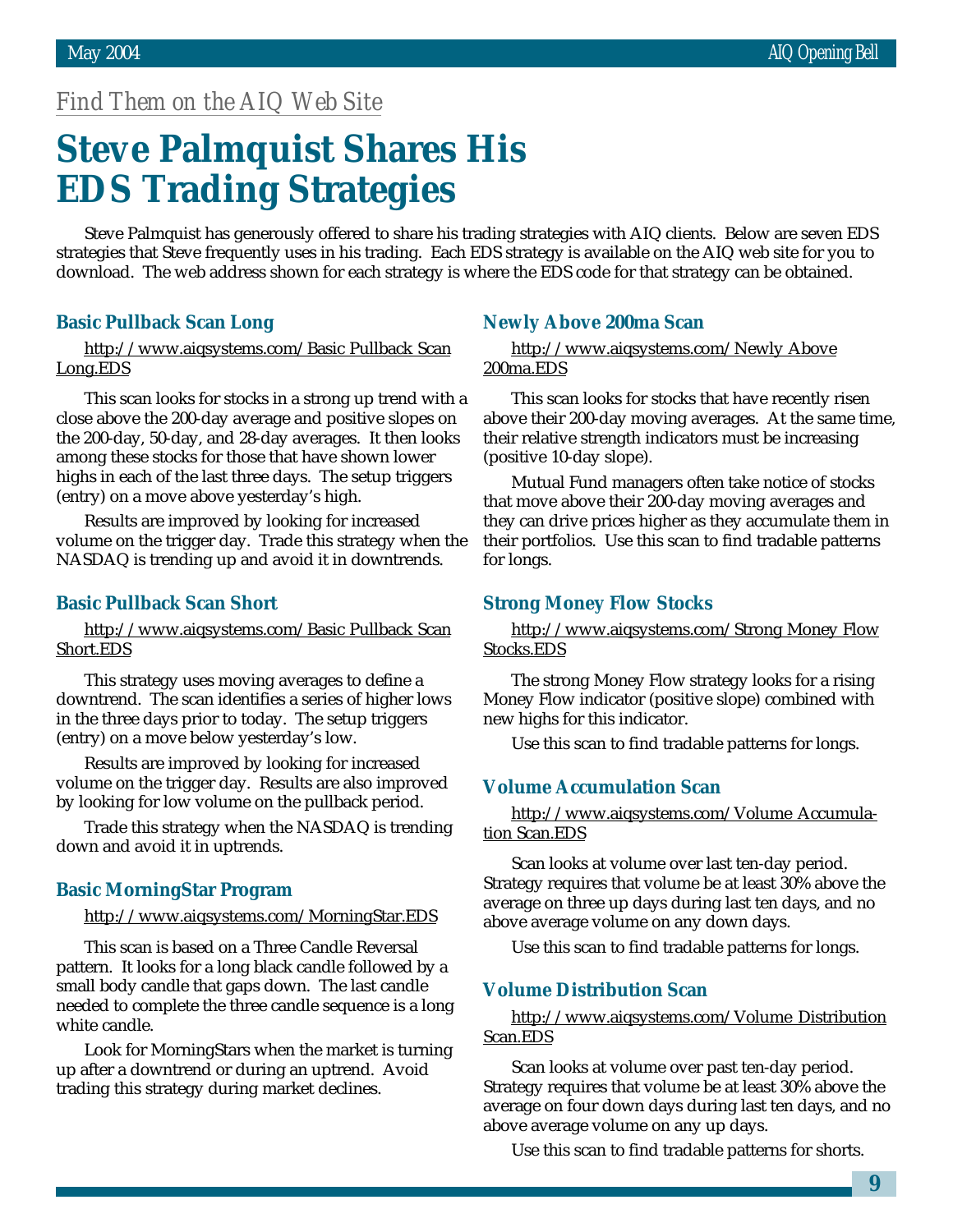*Find Them on the AIQ Web Site*

# Steve Palmquist Shares His EDS Trading Strategies

Steve Palmquist has generously offered to share his trading strategies with AIQ clients. Below are seven EDS strategies that Steve frequently uses in his trading. Each EDS strategy is available on the AIQ web site for you to download. The web address shown for each strategy is where the EDS code for that strategy can be obtained.

### Basic Pullback Scan Long

http://www.aiqsystems.com/Basic Pullback Scan Long.EDS

This scan looks for stocks in a strong up trend with a close above the 200-day average and positive slopes on the 200-day, 50-day, and 28-day averages. It then looks among these stocks for those that have shown lower highs in each of the last three days. The setup triggers (entry) on a move above yesterday's high.

Results are improved by looking for increased volume on the trigger day. Trade this strategy when the NASDAQ is trending up and avoid it in downtrends.

### Basic Pullback Scan Short

http://www.aiqsystems.com/Basic Pullback Scan Short.EDS

This strategy uses moving averages to define a downtrend. The scan identifies a series of higher lows in the three days prior to today. The setup triggers (entry) on a move below yesterday's low.

Results are improved by looking for increased volume on the trigger day. Results are also improved by looking for low volume on the pullback period.

Trade this strategy when the NASDAQ is trending down and avoid it in uptrends.

### Basic MorningStar Program

http://www.aiqsystems.com/MorningStar.EDS

This scan is based on a Three Candle Reversal pattern. It looks for a long black candle followed by a small body candle that gaps down. The last candle needed to complete the three candle sequence is a long white candle.

Look for MorningStars when the market is turning up after a downtrend or during an uptrend. Avoid trading this strategy during market declines.

### Newly Above 200ma Scan

http://www.aiqsystems.com/Newly Above 200ma.EDS

This scan looks for stocks that have recently risen above their 200-day moving averages. At the same time, their relative strength indicators must be increasing (positive 10-day slope).

Mutual Fund managers often take notice of stocks that move above their 200-day moving averages and they can drive prices higher as they accumulate them in their portfolios. Use this scan to find tradable patterns for longs.

### Strong Money Flow Stocks

http://www.aiqsystems.com/Strong Money Flow Stocks.EDS

The strong Money Flow strategy looks for a rising Money Flow indicator (positive slope) combined with new highs for this indicator.

Use this scan to find tradable patterns for longs.

### Volume Accumulation Scan

http://www.aiqsystems.com/Volume Accumulation Scan.EDS

Scan looks at volume over last ten-day period. Strategy requires that volume be at least 30% above the average on three up days during last ten days, and no above average volume on any down days.

Use this scan to find tradable patterns for longs.

### Volume Distribution Scan

http://www.aiqsystems.com/Volume Distribution Scan.EDS

Scan looks at volume over past ten-day period. Strategy requires that volume be at least 30% above the average on four down days during last ten days, and no above average volume on any up days.

Use this scan to find tradable patterns for shorts.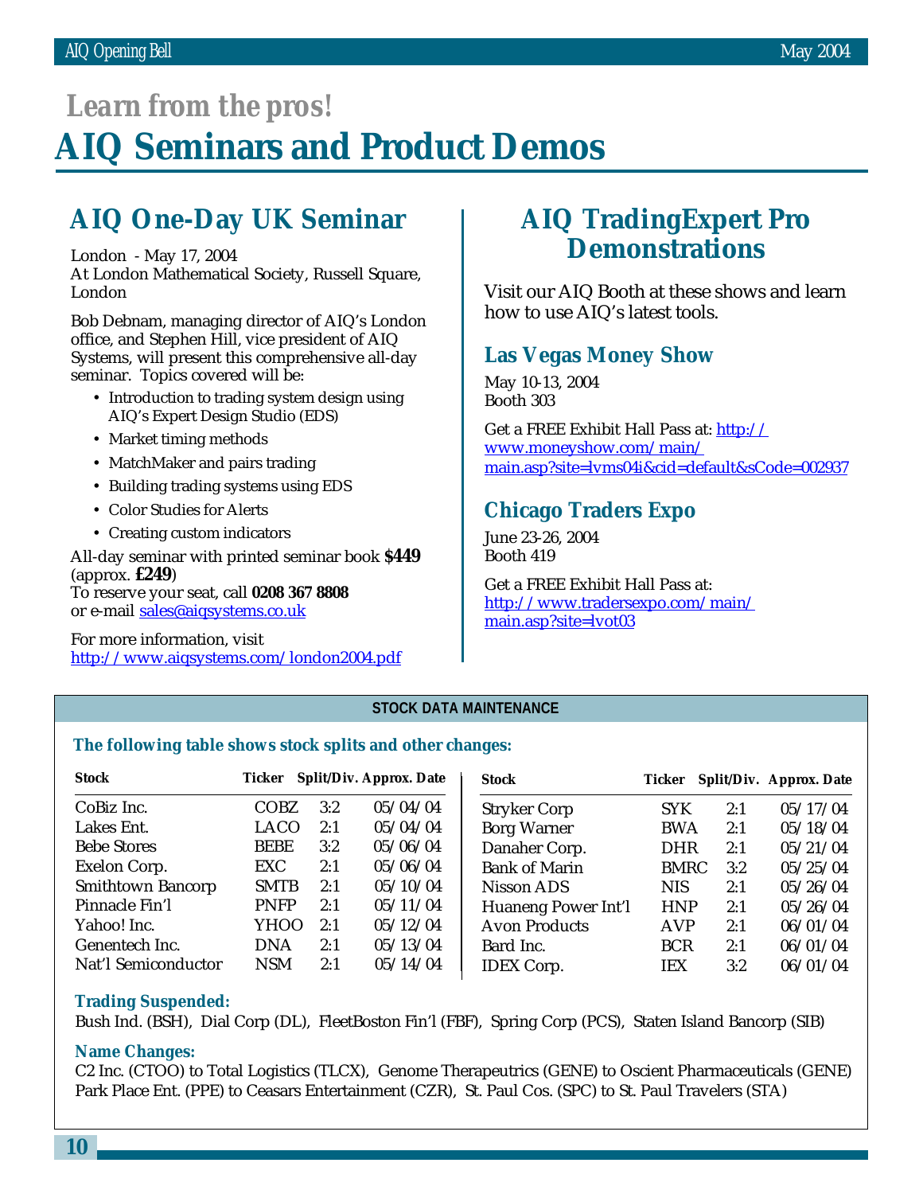*Learn from the pros!*

# AIQ Seminars and Product Demos

## AIQ One-Day UK Seminar

London - May 17, 2004
At London Mathematical Society, Russell Square, London

Bob Debnam, managing director of AIQ's London office, and Stephen Hill, vice president of AIQ Systems, will present this comprehensive all-day seminar. Topics covered will be:

- Introduction to trading system design using AIQ's Expert Design Studio (EDS)
- Market timing methods
- MatchMaker and pairs trading
- Building trading systems using EDS
- Color Studies for Alerts
- Creating custom indicators

All-day seminar with printed seminar book **$449** (approx. **£249**)
To reserve your seat, call **0208 367 8808**
or e-mail sales@aiqsystems.co.uk

For more information, visit
http://www.aiqsystems.com/london2004.pdf

## AIQ TradingExpert Pro Demonstrations

Visit our AIQ Booth at these shows and learn how to use AIQ's latest tools.

### Las Vegas Money Show

May 10-13, 2004
Booth 303

Get a FREE Exhibit Hall Pass at: http://www.moneyshow.com/main/main.asp?site=lvms04i&cid=default&sCode=002937

### Chicago Traders Expo

June 23-26, 2004
Booth 419

Get a FREE Exhibit Hall Pass at:
http://www.tradersexpo.com/main/main.asp?site=lvot03

## STOCK DATA MAINTENANCE

**The following table shows stock splits and other changes:**

| Stock | Ticker | Split/Div. | Approx. Date |
|---|---|---|---|
| CoBiz Inc. | COBZ | 3:2 | 05/04/04 |
| Lakes Ent. | LACO | 2:1 | 05/04/04 |
| Bebe Stores | BEBE | 3:2 | 05/06/04 |
| Exelon Corp. | EXC | 2:1 | 05/06/04 |
| Smithtown Bancorp | SMTB | 2:1 | 05/10/04 |
| Pinnacle Fin'l | PNFP | 2:1 | 05/11/04 |
| Yahoo! Inc. | YHOO | 2:1 | 05/12/04 |
| Genentech Inc. | DNA | 2:1 | 05/13/04 |
| Nat'l Semiconductor | NSM | 2:1 | 05/14/04 |
| Stryker Corp | SYK | 2:1 | 05/17/04 |
| Borg Warner | BWA | 2:1 | 05/18/04 |
| Danaher Corp. | DHR | 2:1 | 05/21/04 |
| Bank of Marin | BMRC | 3:2 | 05/25/04 |
| Nisson ADS | NIS | 2:1 | 05/26/04 |
| Huaneng Power Int'l | HNP | 2:1 | 05/26/04 |
| Avon Products | AVP | 2:1 | 06/01/04 |
| Bard Inc. | BCR | 2:1 | 06/01/04 |
| IDEX Corp. | IEX | 3:2 | 06/01/04 |

**Trading Suspended:**
Bush Ind. (BSH), Dial Corp (DL), FleetBoston Fin'l (FBF), Spring Corp (PCS), Staten Island Bancorp (SIB)

**Name Changes:**
C2 Inc. (CTOO) to Total Logistics (TLCX), Genome Therapeutrics (GENE) to Oscient Pharmaceuticals (GENE)
Park Place Ent. (PPE) to Ceasars Entertainment (CZR), St. Paul Cos. (SPC) to St. Paul Travelers (STA)